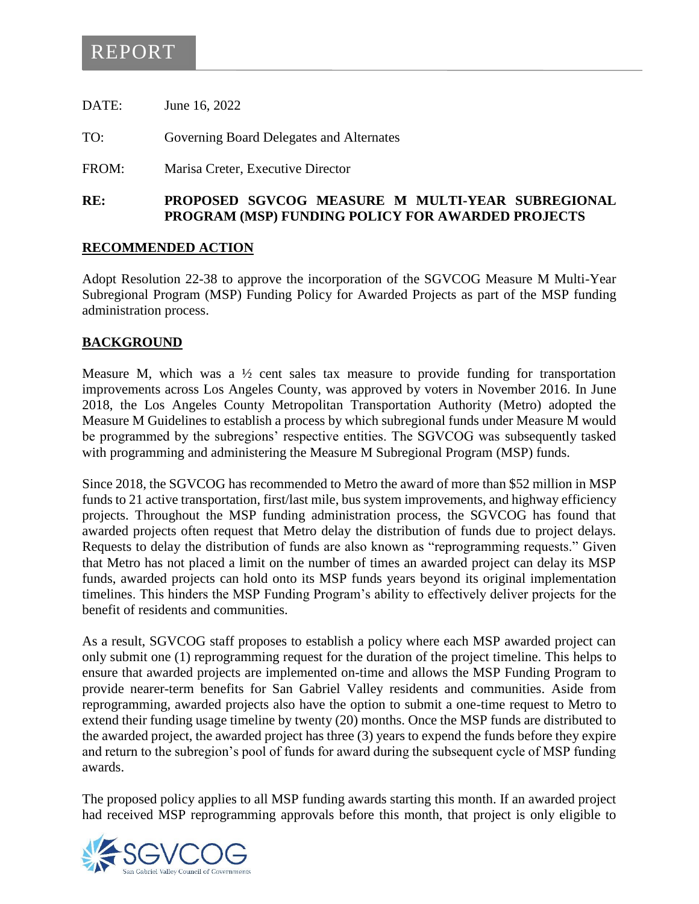# REPORT

DATE: June 16, 2022

TO: Governing Board Delegates and Alternates

FROM: Marisa Creter, Executive Director

**RE: PROPOSED SGVCOG MEASURE M MULTI-YEAR SUBREGIONAL PROGRAM (MSP) FUNDING POLICY FOR AWARDED PROJECTS**

## RECOMMENDED ACTION

Adopt Resolution 22-38 to approve the incorporation of the SGVCOG Measure M Multi-Year Subregional Program (MSP) Funding Policy for Awarded Projects as part of the MSP funding administration process.

## BACKGROUND

Measure M, which was a ½ cent sales tax measure to provide funding for transportation improvements across Los Angeles County, was approved by voters in November 2016. In June 2018, the Los Angeles County Metropolitan Transportation Authority (Metro) adopted the Measure M Guidelines to establish a process by which subregional funds under Measure M would be programmed by the subregions' respective entities. The SGVCOG was subsequently tasked with programming and administering the Measure M Subregional Program (MSP) funds.

Since 2018, the SGVCOG has recommended to Metro the award of more than $52 million in MSP funds to 21 active transportation, first/last mile, bus system improvements, and highway efficiency projects. Throughout the MSP funding administration process, the SGVCOG has found that awarded projects often request that Metro delay the distribution of funds due to project delays. Requests to delay the distribution of funds are also known as "reprogramming requests." Given that Metro has not placed a limit on the number of times an awarded project can delay its MSP funds, awarded projects can hold onto its MSP funds years beyond its original implementation timelines. This hinders the MSP Funding Program's ability to effectively deliver projects for the benefit of residents and communities.

As a result, SGVCOG staff proposes to establish a policy where each MSP awarded project can only submit one (1) reprogramming request for the duration of the project timeline. This helps to ensure that awarded projects are implemented on-time and allows the MSP Funding Program to provide nearer-term benefits for San Gabriel Valley residents and communities. Aside from reprogramming, awarded projects also have the option to submit a one-time request to Metro to extend their funding usage timeline by twenty (20) months. Once the MSP funds are distributed to the awarded project, the awarded project has three (3) years to expend the funds before they expire and return to the subregion's pool of funds for award during the subsequent cycle of MSP funding awards.

The proposed policy applies to all MSP funding awards starting this month. If an awarded project had received MSP reprogramming approvals before this month, that project is only eligible to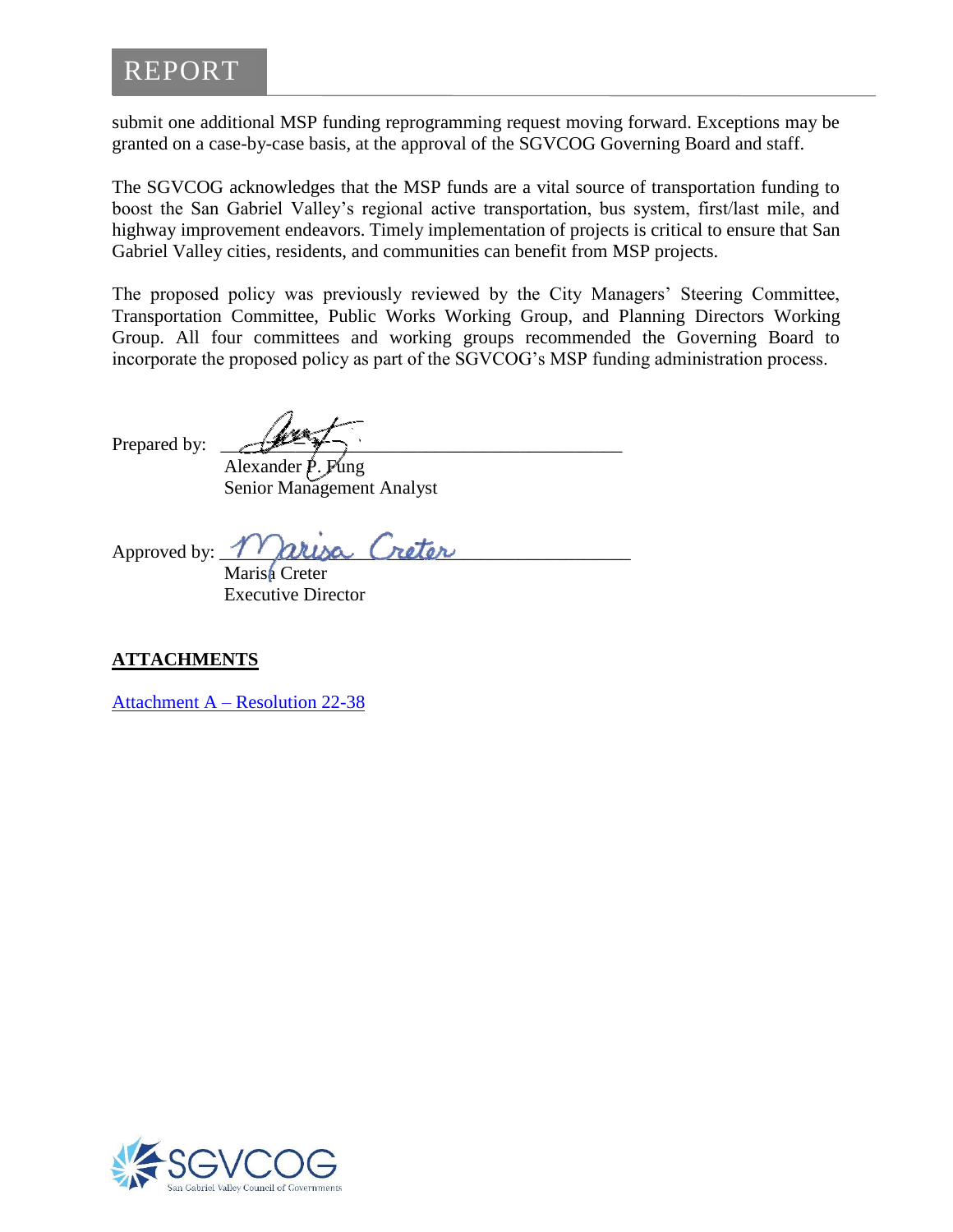submit one additional MSP funding reprogramming request moving forward. Exceptions may be granted on a case-by-case basis, at the approval of the SGVCOG Governing Board and staff.

The SGVCOG acknowledges that the MSP funds are a vital source of transportation funding to boost the San Gabriel Valley's regional active transportation, bus system, first/last mile, and highway improvement endeavors. Timely implementation of projects is critical to ensure that San Gabriel Valley cities, residents, and communities can benefit from MSP projects.

The proposed policy was previously reviewed by the City Managers' Steering Committee, Transportation Committee, Public Works Working Group, and Planning Directors Working Group. All four committees and working groups recommended the Governing Board to incorporate the proposed policy as part of the SGVCOG's MSP funding administration process.

Prepared by: ____________________
Alexander P. Fung
Senior Management Analyst

Approved by: ____________________
Marisa Creter
Executive Director

**ATTACHMENTS**

Attachment A – Resolution 22-38